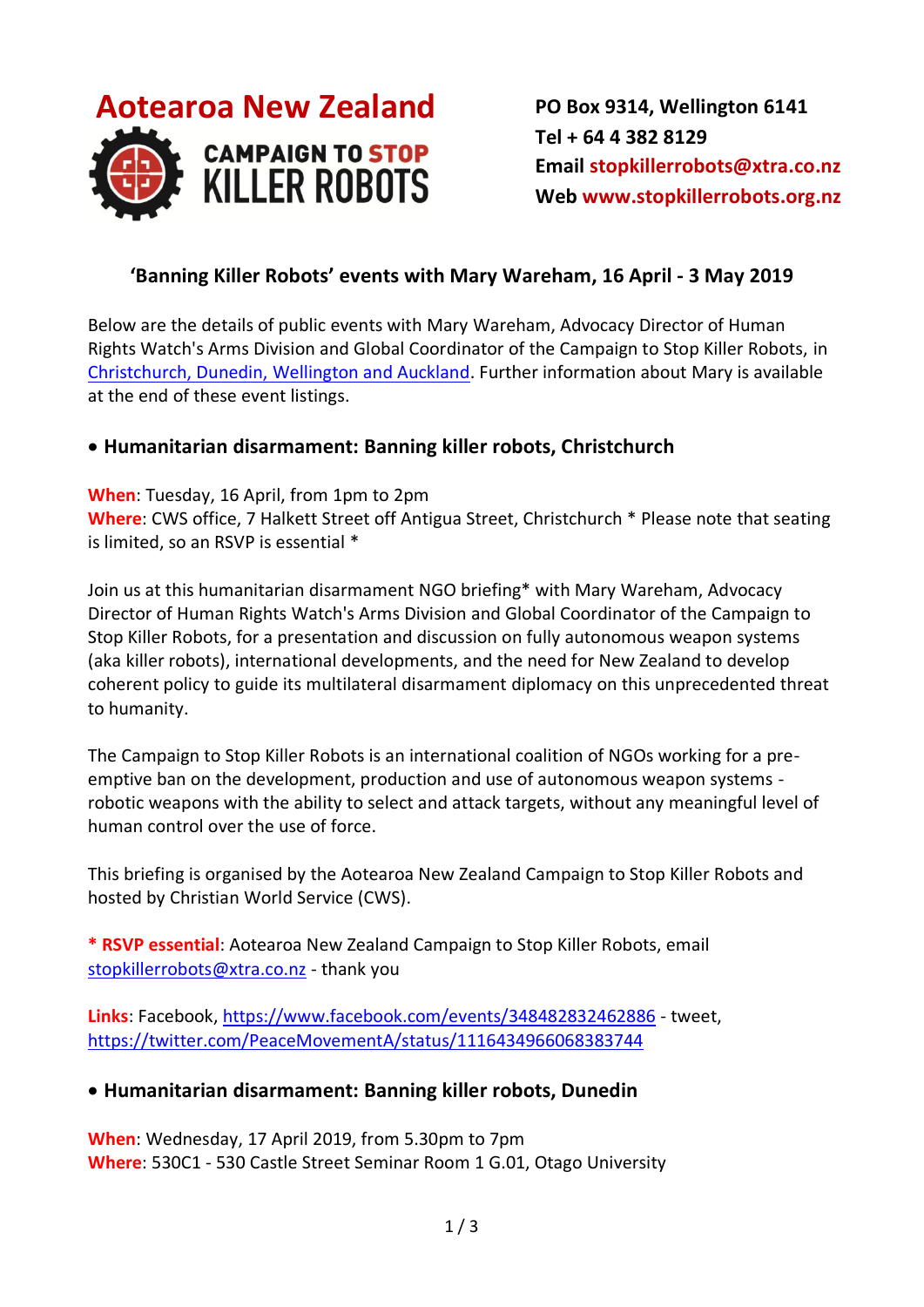# Aotearoa New Zealand

CAMPAIGN TO STOP KILLER ROBOTS

**PO Box 9314, Wellington 6141**
**Tel + 64 4 382 8129**
**Email stopkillerrobots@xtra.co.nz**
**Web www.stopkillerrobots.org.nz**

## 'Banning Killer Robots' events with Mary Wareham, 16 April - 3 May 2019

Below are the details of public events with Mary Wareham, Advocacy Director of Human Rights Watch's Arms Division and Global Coordinator of the Campaign to Stop Killer Robots, in Christchurch, Dunedin, Wellington and Auckland. Further information about Mary is available at the end of these event listings.

### • Humanitarian disarmament: Banning killer robots, Christchurch

**When**: Tuesday, 16 April, from 1pm to 2pm
**Where**: CWS office, 7 Halkett Street off Antigua Street, Christchurch * Please note that seating is limited, so an RSVP is essential *

Join us at this humanitarian disarmament NGO briefing* with Mary Wareham, Advocacy Director of Human Rights Watch's Arms Division and Global Coordinator of the Campaign to Stop Killer Robots, for a presentation and discussion on fully autonomous weapon systems (aka killer robots), international developments, and the need for New Zealand to develop coherent policy to guide its multilateral disarmament diplomacy on this unprecedented threat to humanity.

The Campaign to Stop Killer Robots is an international coalition of NGOs working for a pre-emptive ban on the development, production and use of autonomous weapon systems - robotic weapons with the ability to select and attack targets, without any meaningful level of human control over the use of force.

This briefing is organised by the Aotearoa New Zealand Campaign to Stop Killer Robots and hosted by Christian World Service (CWS).

**\* RSVP essential**: Aotearoa New Zealand Campaign to Stop Killer Robots, email stopkillerrobots@xtra.co.nz - thank you

**Links**: Facebook, https://www.facebook.com/events/348482832462886 - tweet, https://twitter.com/PeaceMovementA/status/1116434966068383744

### • Humanitarian disarmament: Banning killer robots, Dunedin

**When**: Wednesday, 17 April 2019, from 5.30pm to 7pm
**Where**: 530C1 - 530 Castle Street Seminar Room 1 G.01, Otago University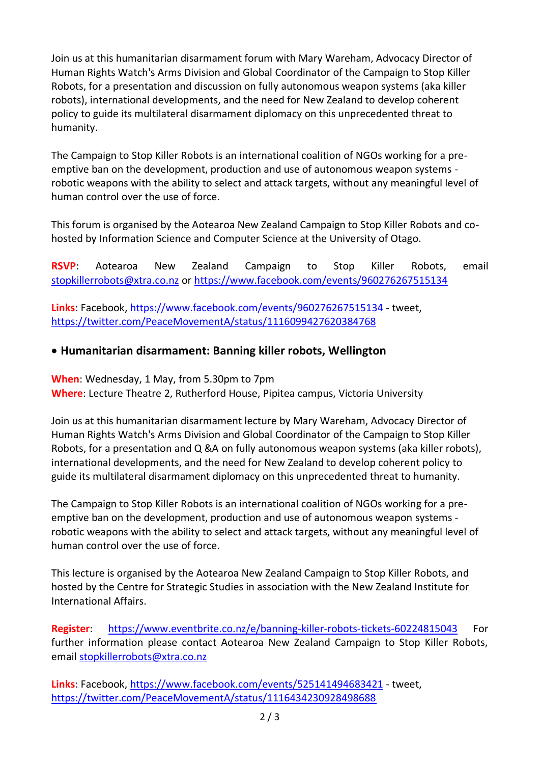Join us at this humanitarian disarmament forum with Mary Wareham, Advocacy Director of Human Rights Watch's Arms Division and Global Coordinator of the Campaign to Stop Killer Robots, for a presentation and discussion on fully autonomous weapon systems (aka killer robots), international developments, and the need for New Zealand to develop coherent policy to guide its multilateral disarmament diplomacy on this unprecedented threat to humanity.

The Campaign to Stop Killer Robots is an international coalition of NGOs working for a pre-emptive ban on the development, production and use of autonomous weapon systems - robotic weapons with the ability to select and attack targets, without any meaningful level of human control over the use of force.

This forum is organised by the Aotearoa New Zealand Campaign to Stop Killer Robots and co-hosted by Information Science and Computer Science at the University of Otago.

**RSVP**: Aotearoa New Zealand Campaign to Stop Killer Robots, email stopkillerrobots@xtra.co.nz or https://www.facebook.com/events/960276267515134

**Links**: Facebook, https://www.facebook.com/events/960276267515134 - tweet, https://twitter.com/PeaceMovementA/status/1116099427620384768

- **Humanitarian disarmament: Banning killer robots, Wellington**

**When**: Wednesday, 1 May, from 5.30pm to 7pm
**Where**: Lecture Theatre 2, Rutherford House, Pipitea campus, Victoria University

Join us at this humanitarian disarmament lecture by Mary Wareham, Advocacy Director of Human Rights Watch's Arms Division and Global Coordinator of the Campaign to Stop Killer Robots, for a presentation and Q &A on fully autonomous weapon systems (aka killer robots), international developments, and the need for New Zealand to develop coherent policy to guide its multilateral disarmament diplomacy on this unprecedented threat to humanity.

The Campaign to Stop Killer Robots is an international coalition of NGOs working for a pre-emptive ban on the development, production and use of autonomous weapon systems - robotic weapons with the ability to select and attack targets, without any meaningful level of human control over the use of force.

This lecture is organised by the Aotearoa New Zealand Campaign to Stop Killer Robots, and hosted by the Centre for Strategic Studies in association with the New Zealand Institute for International Affairs.

**Register**: https://www.eventbrite.co.nz/e/banning-killer-robots-tickets-60224815043 For further information please contact Aotearoa New Zealand Campaign to Stop Killer Robots, email stopkillerrobots@xtra.co.nz

**Links**: Facebook, https://www.facebook.com/events/525141494683421 - tweet, https://twitter.com/PeaceMovementA/status/1116434230928498688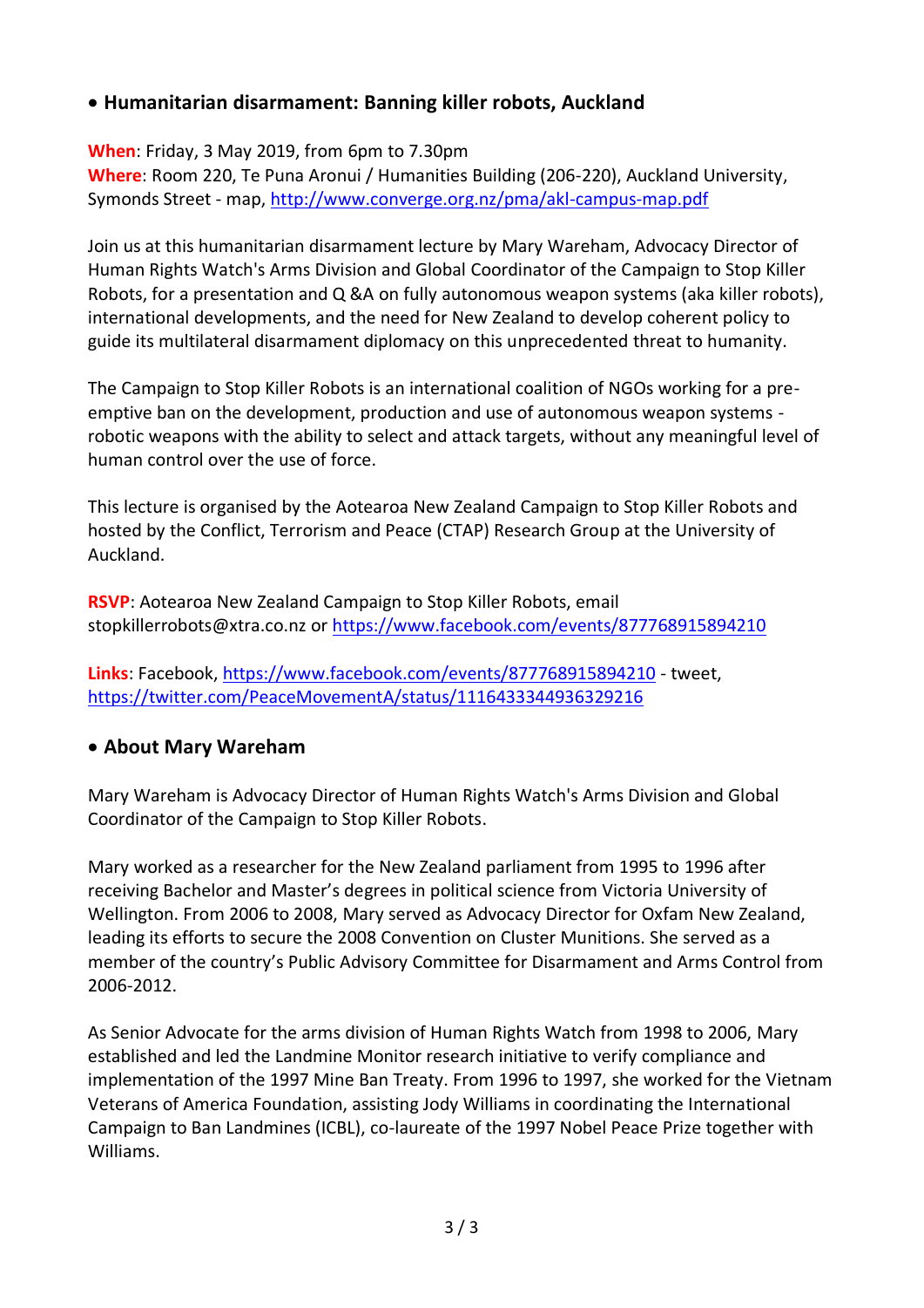## • Humanitarian disarmament: Banning killer robots, Auckland

**When**: Friday, 3 May 2019, from 6pm to 7.30pm
**Where**: Room 220, Te Puna Aronui / Humanities Building (206-220), Auckland University, Symonds Street - map, http://www.converge.org.nz/pma/akl-campus-map.pdf

Join us at this humanitarian disarmament lecture by Mary Wareham, Advocacy Director of Human Rights Watch's Arms Division and Global Coordinator of the Campaign to Stop Killer Robots, for a presentation and Q &A on fully autonomous weapon systems (aka killer robots), international developments, and the need for New Zealand to develop coherent policy to guide its multilateral disarmament diplomacy on this unprecedented threat to humanity.

The Campaign to Stop Killer Robots is an international coalition of NGOs working for a pre-emptive ban on the development, production and use of autonomous weapon systems - robotic weapons with the ability to select and attack targets, without any meaningful level of human control over the use of force.

This lecture is organised by the Aotearoa New Zealand Campaign to Stop Killer Robots and hosted by the Conflict, Terrorism and Peace (CTAP) Research Group at the University of Auckland.

**RSVP**: Aotearoa New Zealand Campaign to Stop Killer Robots, email stopkillerrobots@xtra.co.nz or https://www.facebook.com/events/877768915894210

**Links**: Facebook, https://www.facebook.com/events/877768915894210 - tweet, https://twitter.com/PeaceMovementA/status/1116433344936329216

## • About Mary Wareham

Mary Wareham is Advocacy Director of Human Rights Watch's Arms Division and Global Coordinator of the Campaign to Stop Killer Robots.

Mary worked as a researcher for the New Zealand parliament from 1995 to 1996 after receiving Bachelor and Master's degrees in political science from Victoria University of Wellington. From 2006 to 2008, Mary served as Advocacy Director for Oxfam New Zealand, leading its efforts to secure the 2008 Convention on Cluster Munitions. She served as a member of the country's Public Advisory Committee for Disarmament and Arms Control from 2006-2012.

As Senior Advocate for the arms division of Human Rights Watch from 1998 to 2006, Mary established and led the Landmine Monitor research initiative to verify compliance and implementation of the 1997 Mine Ban Treaty. From 1996 to 1997, she worked for the Vietnam Veterans of America Foundation, assisting Jody Williams in coordinating the International Campaign to Ban Landmines (ICBL), co-laureate of the 1997 Nobel Peace Prize together with Williams.